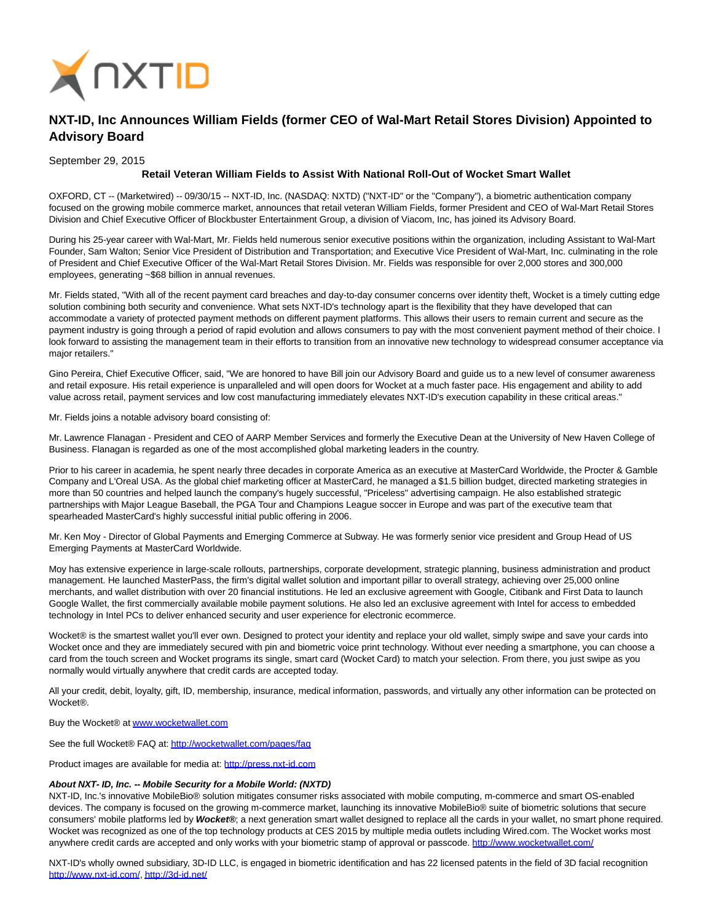# NXT-ID, Inc Announces William Fields (former CEO of Wal-Mart Retail Stores Division) Appointed to Advisory Board

September 29, 2015

**Retail Veteran William Fields to Assist With National Roll-Out of Wocket Smart Wallet**

OXFORD, CT -- (Marketwired) -- 09/30/15 -- NXT-ID, Inc. (NASDAQ: NXTD) ("NXT-ID" or the "Company"), a biometric authentication company focused on the growing mobile commerce market, announces that retail veteran William Fields, former President and CEO of Wal-Mart Retail Stores Division and Chief Executive Officer of Blockbuster Entertainment Group, a division of Viacom, Inc, has joined its Advisory Board.

During his 25-year career with Wal-Mart, Mr. Fields held numerous senior executive positions within the organization, including Assistant to Wal-Mart Founder, Sam Walton; Senior Vice President of Distribution and Transportation; and Executive Vice President of Wal-Mart, Inc. culminating in the role of President and Chief Executive Officer of the Wal-Mart Retail Stores Division. Mr. Fields was responsible for over 2,000 stores and 300,000 employees, generating ~$68 billion in annual revenues.

Mr. Fields stated, "With all of the recent payment card breaches and day-to-day consumer concerns over identity theft, Wocket is a timely cutting edge solution combining both security and convenience. What sets NXT-ID's technology apart is the flexibility that they have developed that can accommodate a variety of protected payment methods on different payment platforms. This allows their users to remain current and secure as the payment industry is going through a period of rapid evolution and allows consumers to pay with the most convenient payment method of their choice. I look forward to assisting the management team in their efforts to transition from an innovative new technology to widespread consumer acceptance via major retailers."

Gino Pereira, Chief Executive Officer, said, "We are honored to have Bill join our Advisory Board and guide us to a new level of consumer awareness and retail exposure. His retail experience is unparalleled and will open doors for Wocket at a much faster pace. His engagement and ability to add value across retail, payment services and low cost manufacturing immediately elevates NXT-ID's execution capability in these critical areas."

Mr. Fields joins a notable advisory board consisting of:

Mr. Lawrence Flanagan - President and CEO of AARP Member Services and formerly the Executive Dean at the University of New Haven College of Business. Flanagan is regarded as one of the most accomplished global marketing leaders in the country.

Prior to his career in academia, he spent nearly three decades in corporate America as an executive at MasterCard Worldwide, the Procter & Gamble Company and L'Oreal USA. As the global chief marketing officer at MasterCard, he managed a $1.5 billion budget, directed marketing strategies in more than 50 countries and helped launch the company's hugely successful, "Priceless" advertising campaign. He also established strategic partnerships with Major League Baseball, the PGA Tour and Champions League soccer in Europe and was part of the executive team that spearheaded MasterCard's highly successful initial public offering in 2006.

Mr. Ken Moy - Director of Global Payments and Emerging Commerce at Subway. He was formerly senior vice president and Group Head of US Emerging Payments at MasterCard Worldwide.

Moy has extensive experience in large-scale rollouts, partnerships, corporate development, strategic planning, business administration and product management. He launched MasterPass, the firm's digital wallet solution and important pillar to overall strategy, achieving over 25,000 online merchants, and wallet distribution with over 20 financial institutions. He led an exclusive agreement with Google, Citibank and First Data to launch Google Wallet, the first commercially available mobile payment solutions. He also led an exclusive agreement with Intel for access to embedded technology in Intel PCs to deliver enhanced security and user experience for electronic ecommerce.

Wocket® is the smartest wallet you'll ever own. Designed to protect your identity and replace your old wallet, simply swipe and save your cards into Wocket once and they are immediately secured with pin and biometric voice print technology. Without ever needing a smartphone, you can choose a card from the touch screen and Wocket programs its single, smart card (Wocket Card) to match your selection. From there, you just swipe as you normally would virtually anywhere that credit cards are accepted today.

All your credit, debit, loyalty, gift, ID, membership, insurance, medical information, passwords, and virtually any other information can be protected on Wocket®.

Buy the Wocket® at www.wocketwallet.com

See the full Wocket® FAQ at: http://wocketwallet.com/pages/faq

Product images are available for media at: http://press.nxt-id.com

***About NXT- ID, Inc. -- Mobile Security for a Mobile World: (NXTD)***

NXT-ID, Inc.'s innovative MobileBio® solution mitigates consumer risks associated with mobile computing, m-commerce and smart OS-enabled devices. The company is focused on the growing m-commerce market, launching its innovative MobileBio® suite of biometric solutions that secure consumers' mobile platforms led by ***Wocket®***; a next generation smart wallet designed to replace all the cards in your wallet, no smart phone required. Wocket was recognized as one of the top technology products at CES 2015 by multiple media outlets including Wired.com. The Wocket works most anywhere credit cards are accepted and only works with your biometric stamp of approval or passcode. http://www.wocketwallet.com/

NXT-ID's wholly owned subsidiary, 3D-ID LLC, is engaged in biometric identification and has 22 licensed patents in the field of 3D facial recognition http://www.nxt-id.com/, http://3d-id.net/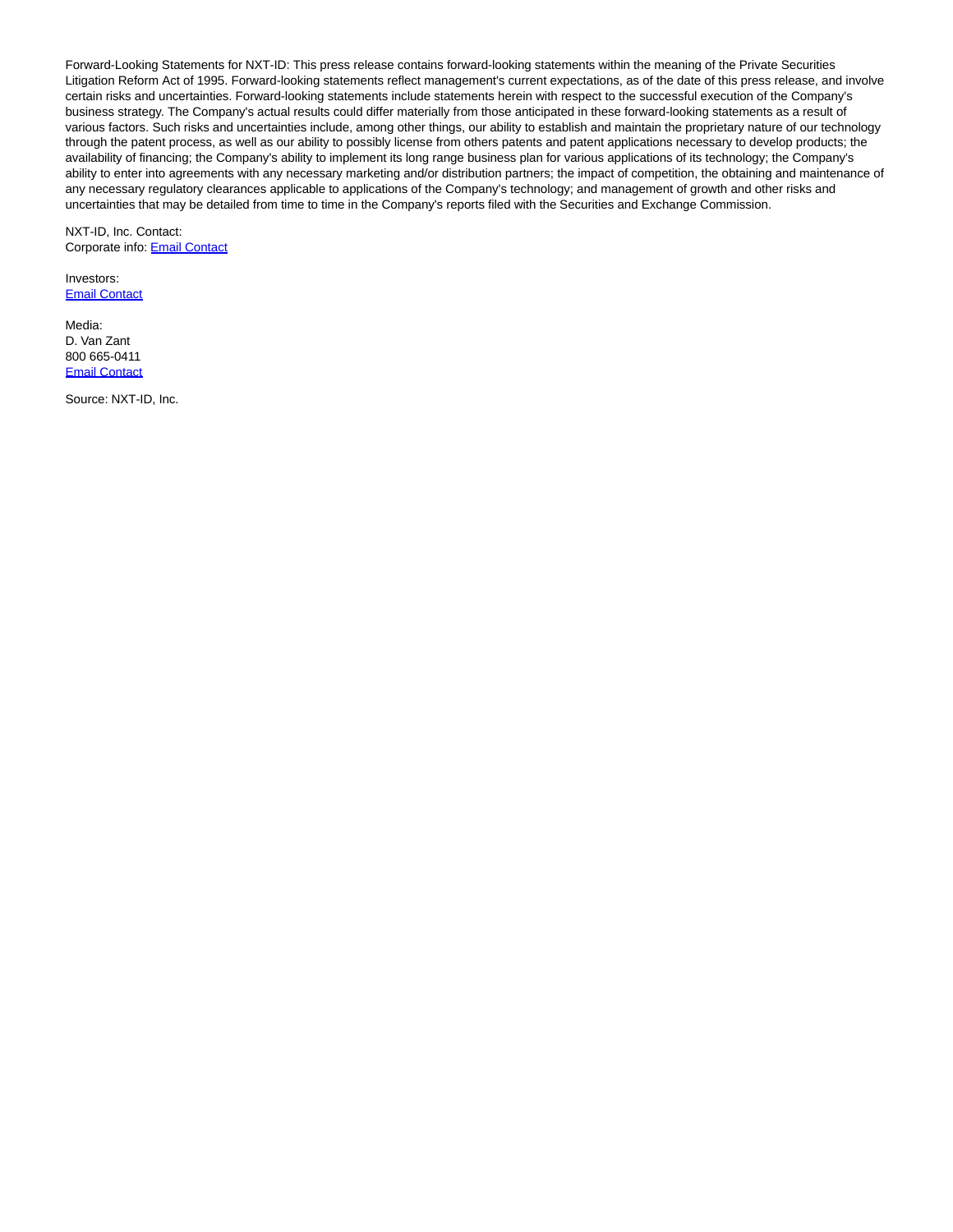Forward-Looking Statements for NXT-ID: This press release contains forward-looking statements within the meaning of the Private Securities Litigation Reform Act of 1995. Forward-looking statements reflect management's current expectations, as of the date of this press release, and involve certain risks and uncertainties. Forward-looking statements include statements herein with respect to the successful execution of the Company's business strategy. The Company's actual results could differ materially from those anticipated in these forward-looking statements as a result of various factors. Such risks and uncertainties include, among other things, our ability to establish and maintain the proprietary nature of our technology through the patent process, as well as our ability to possibly license from others patents and patent applications necessary to develop products; the availability of financing; the Company's ability to implement its long range business plan for various applications of its technology; the Company's ability to enter into agreements with any necessary marketing and/or distribution partners; the impact of competition, the obtaining and maintenance of any necessary regulatory clearances applicable to applications of the Company's technology; and management of growth and other risks and uncertainties that may be detailed from time to time in the Company's reports filed with the Securities and Exchange Commission.

NXT-ID, Inc. Contact:
Corporate info: Email Contact

Investors:
Email Contact

Media:
D. Van Zant
800 665-0411
Email Contact

Source: NXT-ID, Inc.